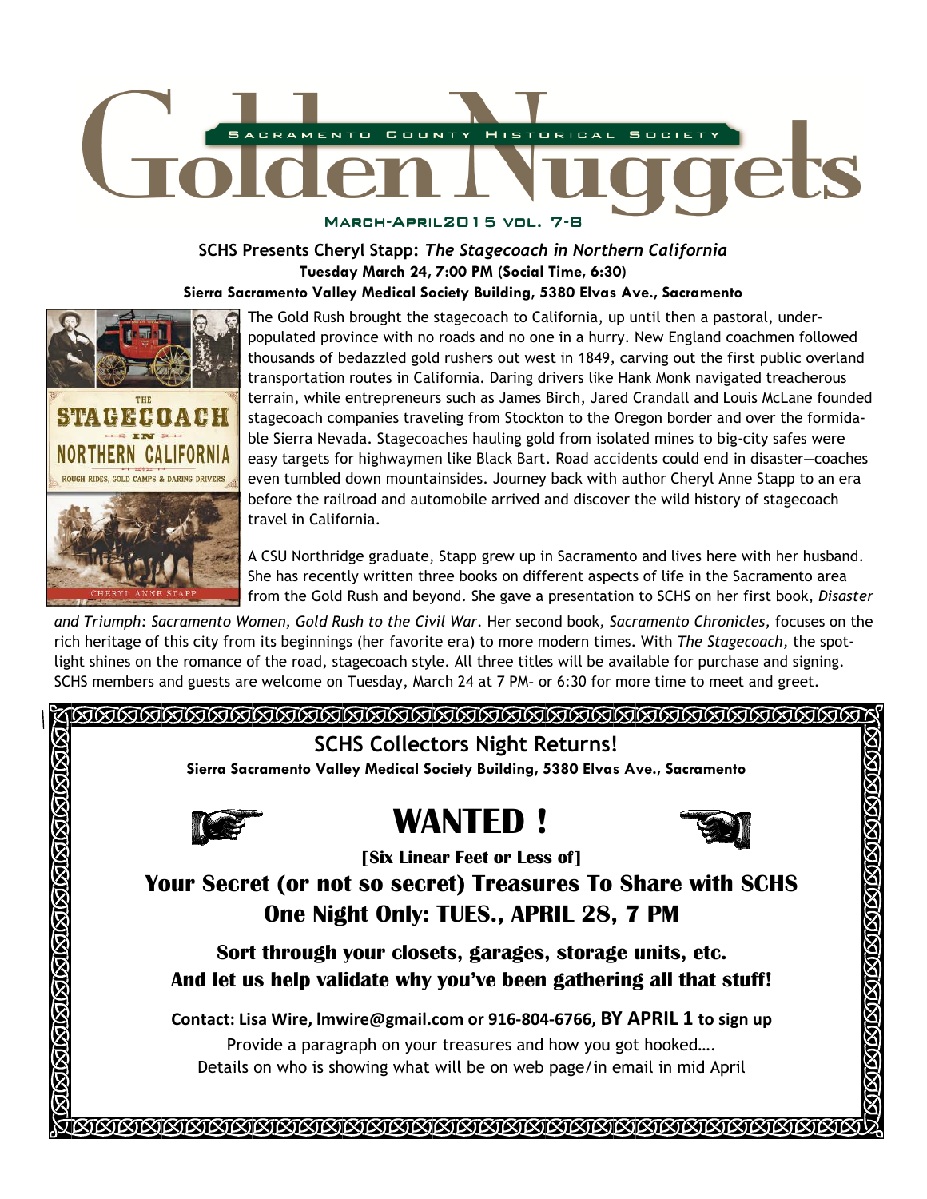# Golden Nuggets

SACRAMENTO COUNTY HISTORICAL SOCIETY

MARCH-APRIL 2015 VOL. 7-8

## SCHS Presents Cheryl Stapp: *The Stagecoach in Northern California*

**Tuesday March 24, 7:00 PM (Social Time, 6:30)**

**Sierra Sacramento Valley Medical Society Building, 5380 Elvas Ave., Sacramento**

The Gold Rush brought the stagecoach to California, up until then a pastoral, under-populated province with no roads and no one in a hurry. New England coachmen followed thousands of bedazzled gold rushers out west in 1849, carving out the first public overland transportation routes in California. Daring drivers like Hank Monk navigated treacherous terrain, while entrepreneurs such as James Birch, Jared Crandall and Louis McLane founded stagecoach companies traveling from Stockton to the Oregon border and over the formidable Sierra Nevada. Stagecoaches hauling gold from isolated mines to big-city safes were easy targets for highwaymen like Black Bart. Road accidents could end in disaster—coaches even tumbled down mountainsides. Journey back with author Cheryl Anne Stapp to an era before the railroad and automobile arrived and discover the wild history of stagecoach travel in California.

A CSU Northridge graduate, Stapp grew up in Sacramento and lives here with her husband. She has recently written three books on different aspects of life in the Sacramento area from the Gold Rush and beyond. She gave a presentation to SCHS on her first book, *Disaster and Triumph: Sacramento Women, Gold Rush to the Civil War*. Her second book, *Sacramento Chronicles,* focuses on the rich heritage of this city from its beginnings (her favorite era) to more modern times. With *The Stagecoach,* the spotlight shines on the romance of the road, stagecoach style. All three titles will be available for purchase and signing. SCHS members and guests are welcome on Tuesday, March 24 at 7 PM– or 6:30 for more time to meet and greet.

---

## SCHS Collectors Night Returns!

**Sierra Sacramento Valley Medical Society Building, 5380 Elvas Ave., Sacramento**

# WANTED !

**[Six Linear Feet or Less of]**

**Your Secret (or not so secret) Treasures To Share with SCHS**

**One Night Only: TUES., APRIL 28, 7 PM**

**Sort through your closets, garages, storage units, etc.**
**And let us help validate why you've been gathering all that stuff!**

**Contact: Lisa Wire, lmwire@gmail.com or 916-804-6766, BY APRIL 1 to sign up**

Provide a paragraph on your treasures and how you got hooked….
Details on who is showing what will be on web page/in email in mid April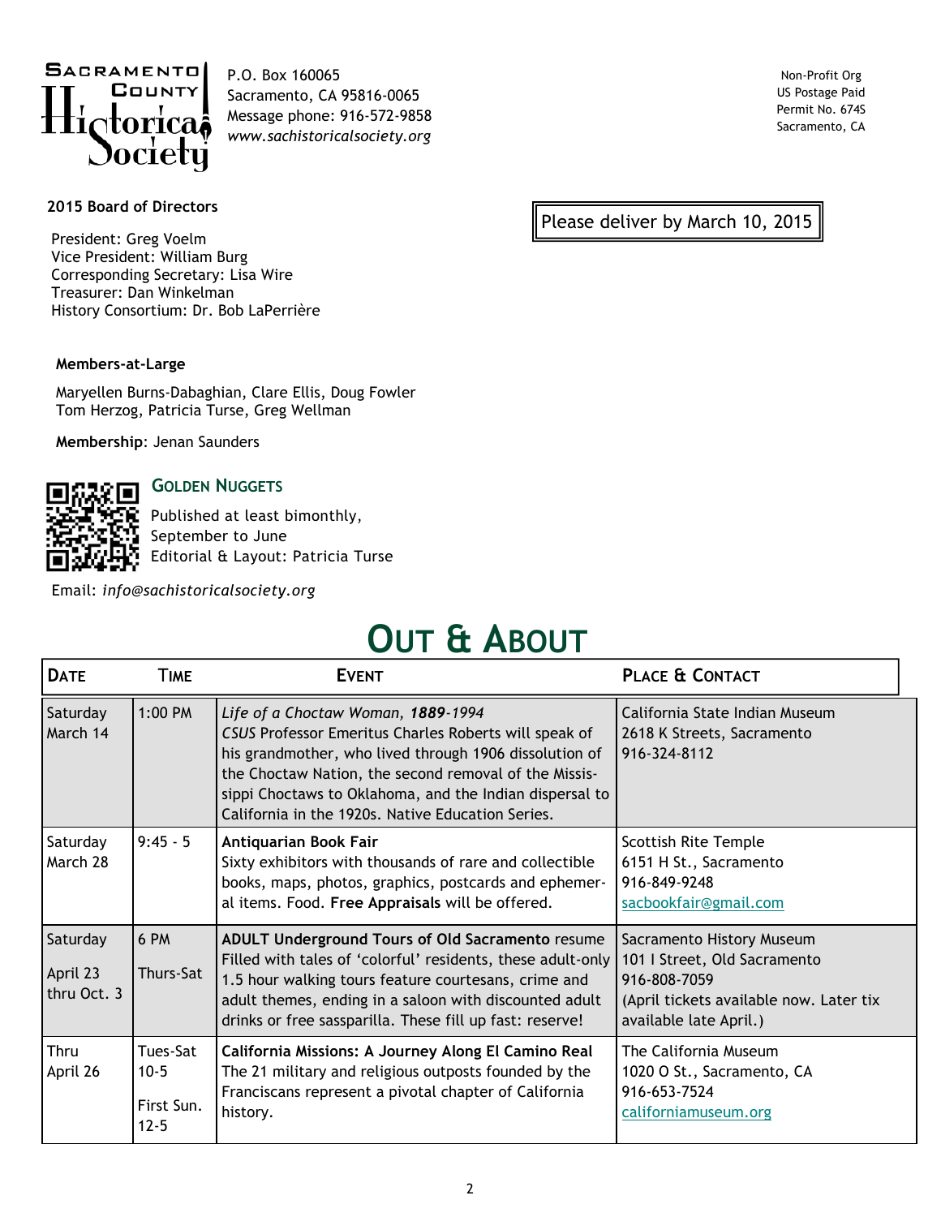Sacramento County Historical Society

P.O. Box 160065
Sacramento, CA 95816-0065
Message phone: 916-572-9858
*www.sachistoricalsociety.org*

Non-Profit Org
US Postage Paid
Permit No. 674S
Sacramento, CA

**2015 Board of Directors**

President: Greg Voelm
Vice President: William Burg
Corresponding Secretary: Lisa Wire
Treasurer: Dan Winkelman
History Consortium: Dr. Bob LaPerrière

Please deliver by March 10, 2015

**Members-at-Large**

Maryellen Burns-Dabaghian, Clare Ellis, Doug Fowler
Tom Herzog, Patricia Turse, Greg Wellman

**Membership**: Jenan Saunders

**GOLDEN NUGGETS**

Published at least bimonthly,
September to June
Editorial & Layout: Patricia Turse

Email: *info@sachistoricalsociety.org*

# OUT & ABOUT

| DATE | TIME | EVENT | PLACE & CONTACT |
|---|---|---|---|
| Saturday March 14 | 1:00 PM | *Life of a Choctaw Woman, **1889**-1994* *CSUS* Professor Emeritus Charles Roberts will speak of his grandmother, who lived through 1906 dissolution of the Choctaw Nation, the second removal of the Mississippi Choctaws to Oklahoma, and the Indian dispersal to California in the 1920s. Native Education Series. | California State Indian Museum 2618 K Streets, Sacramento 916-324-8112 |
| Saturday March 28 | 9:45 - 5 | **Antiquarian Book Fair** Sixty exhibitors with thousands of rare and collectible books, maps, photos, graphics, postcards and ephemeral items. Food. **Free Appraisals** will be offered. | Scottish Rite Temple 6151 H St., Sacramento 916-849-9248 sacbookfair@gmail.com |
| Saturday April 23 thru Oct. 3 | 6 PM Thurs-Sat | **ADULT Underground Tours of Old Sacramento** resume Filled with tales of 'colorful' residents, these adult-only 1.5 hour walking tours feature courtesans, crime and adult themes, ending in a saloon with discounted adult drinks or free sassparilla. These fill up fast: reserve! | Sacramento History Museum 101 I Street, Old Sacramento 916-808-7059 (April tickets available now. Later tix available late April.) |
| Thru April 26 | Tues-Sat 10-5 First Sun. 12-5 | **California Missions: A Journey Along El Camino Real** The 21 military and religious outposts founded by the Franciscans represent a pivotal chapter of California history. | The California Museum 1020 O St., Sacramento, CA 916-653-7524 californiamuseum.org |